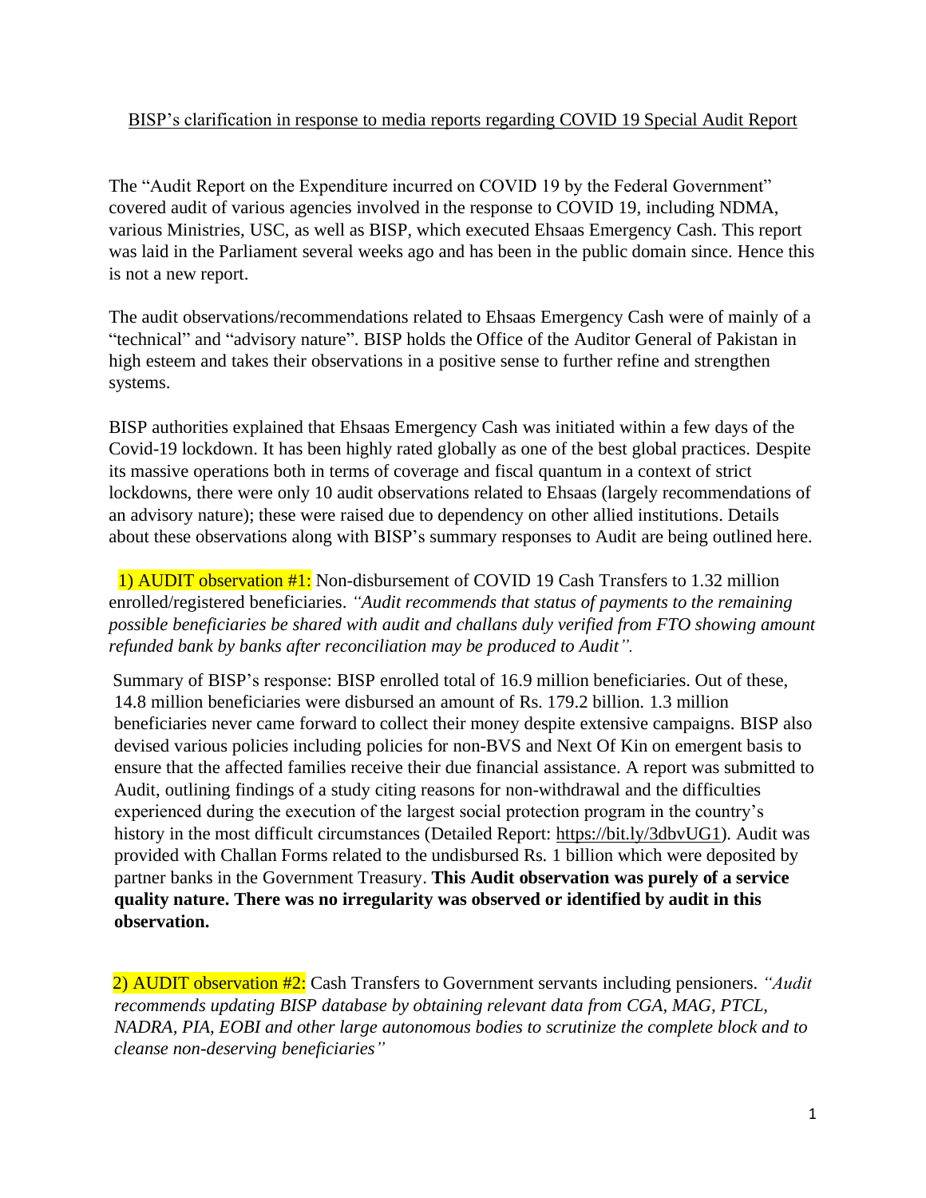BISP's clarification in response to media reports regarding COVID 19 Special Audit Report

The "Audit Report on the Expenditure incurred on COVID 19 by the Federal Government" covered audit of various agencies involved in the response to COVID 19, including NDMA, various Ministries, USC, as well as BISP, which executed Ehsaas Emergency Cash. This report was laid in the Parliament several weeks ago and has been in the public domain since. Hence this is not a new report.

The audit observations/recommendations related to Ehsaas Emergency Cash were of mainly of a "technical" and "advisory nature". BISP holds the Office of the Auditor General of Pakistan in high esteem and takes their observations in a positive sense to further refine and strengthen systems.

BISP authorities explained that Ehsaas Emergency Cash was initiated within a few days of the Covid-19 lockdown. It has been highly rated globally as one of the best global practices. Despite its massive operations both in terms of coverage and fiscal quantum in a context of strict lockdowns, there were only 10 audit observations related to Ehsaas (largely recommendations of an advisory nature); these were raised due to dependency on other allied institutions. Details about these observations along with BISP's summary responses to Audit are being outlined here.

1) AUDIT observation #1: Non-disbursement of COVID 19 Cash Transfers to 1.32 million enrolled/registered beneficiaries. *"Audit recommends that status of payments to the remaining possible beneficiaries be shared with audit and challans duly verified from FTO showing amount refunded bank by banks after reconciliation may be produced to Audit".*

Summary of BISP's response: BISP enrolled total of 16.9 million beneficiaries. Out of these, 14.8 million beneficiaries were disbursed an amount of Rs. 179.2 billion. 1.3 million beneficiaries never came forward to collect their money despite extensive campaigns. BISP also devised various policies including policies for non-BVS and Next Of Kin on emergent basis to ensure that the affected families receive their due financial assistance. A report was submitted to Audit, outlining findings of a study citing reasons for non-withdrawal and the difficulties experienced during the execution of the largest social protection program in the country's history in the most difficult circumstances (Detailed Report: https://bit.ly/3dbvUG1). Audit was provided with Challan Forms related to the undisbursed Rs. 1 billion which were deposited by partner banks in the Government Treasury. **This Audit observation was purely of a service quality nature. There was no irregularity was observed or identified by audit in this observation.**

2) AUDIT observation #2: Cash Transfers to Government servants including pensioners. *"Audit recommends updating BISP database by obtaining relevant data from CGA, MAG, PTCL, NADRA, PIA, EOBI and other large autonomous bodies to scrutinize the complete block and to cleanse non-deserving beneficiaries"*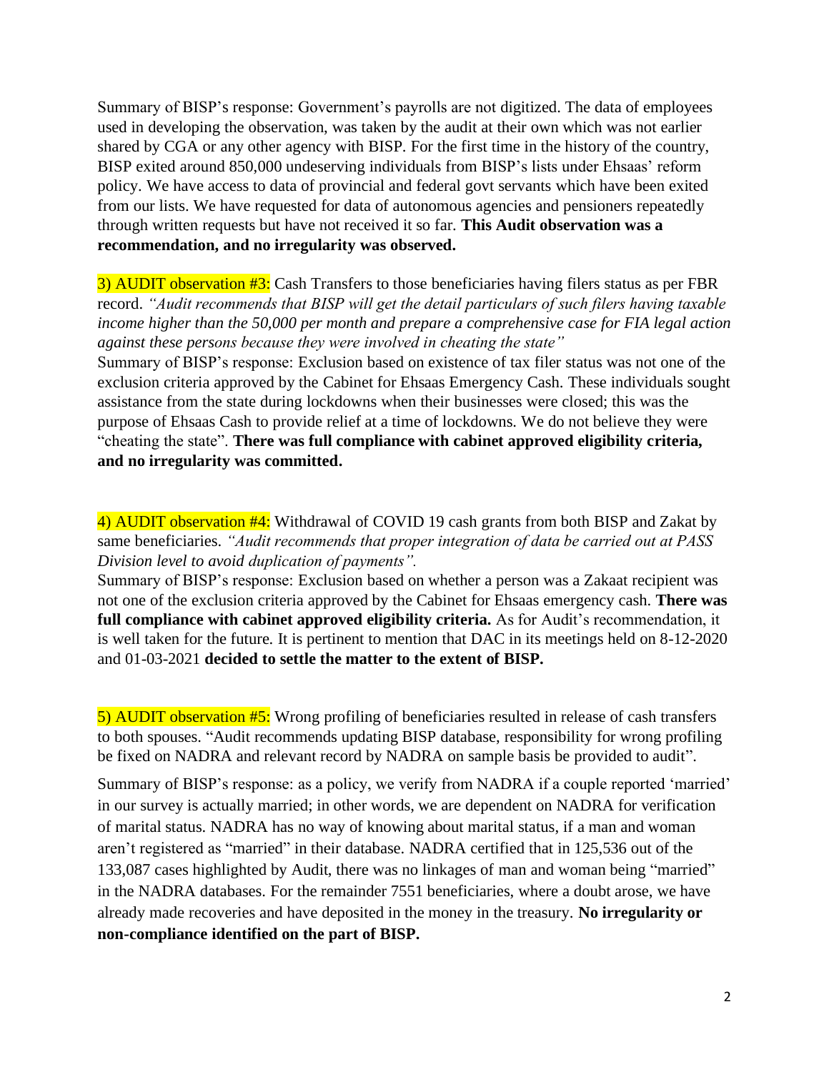Summary of BISP's response: Government's payrolls are not digitized. The data of employees used in developing the observation, was taken by the audit at their own which was not earlier shared by CGA or any other agency with BISP. For the first time in the history of the country, BISP exited around 850,000 undeserving individuals from BISP's lists under Ehsaas' reform policy. We have access to data of provincial and federal govt servants which have been exited from our lists. We have requested for data of autonomous agencies and pensioners repeatedly through written requests but have not received it so far. **This Audit observation was a recommendation, and no irregularity was observed.**

3) AUDIT observation #3: Cash Transfers to those beneficiaries having filers status as per FBR record. *"Audit recommends that BISP will get the detail particulars of such filers having taxable income higher than the 50,000 per month and prepare a comprehensive case for FIA legal action against these persons because they were involved in cheating the state"*

Summary of BISP's response: Exclusion based on existence of tax filer status was not one of the exclusion criteria approved by the Cabinet for Ehsaas Emergency Cash. These individuals sought assistance from the state during lockdowns when their businesses were closed; this was the purpose of Ehsaas Cash to provide relief at a time of lockdowns. We do not believe they were "cheating the state". **There was full compliance with cabinet approved eligibility criteria, and no irregularity was committed.**

4) AUDIT observation #4: Withdrawal of COVID 19 cash grants from both BISP and Zakat by same beneficiaries. *"Audit recommends that proper integration of data be carried out at PASS Division level to avoid duplication of payments".*

Summary of BISP's response: Exclusion based on whether a person was a Zakaat recipient was not one of the exclusion criteria approved by the Cabinet for Ehsaas emergency cash. **There was full compliance with cabinet approved eligibility criteria.** As for Audit's recommendation, it is well taken for the future. It is pertinent to mention that DAC in its meetings held on 8-12-2020 and 01-03-2021 **decided to settle the matter to the extent of BISP.**

5) AUDIT observation #5: Wrong profiling of beneficiaries resulted in release of cash transfers to both spouses. "Audit recommends updating BISP database, responsibility for wrong profiling be fixed on NADRA and relevant record by NADRA on sample basis be provided to audit".

Summary of BISP's response: as a policy, we verify from NADRA if a couple reported 'married' in our survey is actually married; in other words, we are dependent on NADRA for verification of marital status. NADRA has no way of knowing about marital status, if a man and woman aren't registered as "married" in their database. NADRA certified that in 125,536 out of the 133,087 cases highlighted by Audit, there was no linkages of man and woman being "married" in the NADRA databases. For the remainder 7551 beneficiaries, where a doubt arose, we have already made recoveries and have deposited in the money in the treasury. **No irregularity or non-compliance identified on the part of BISP.**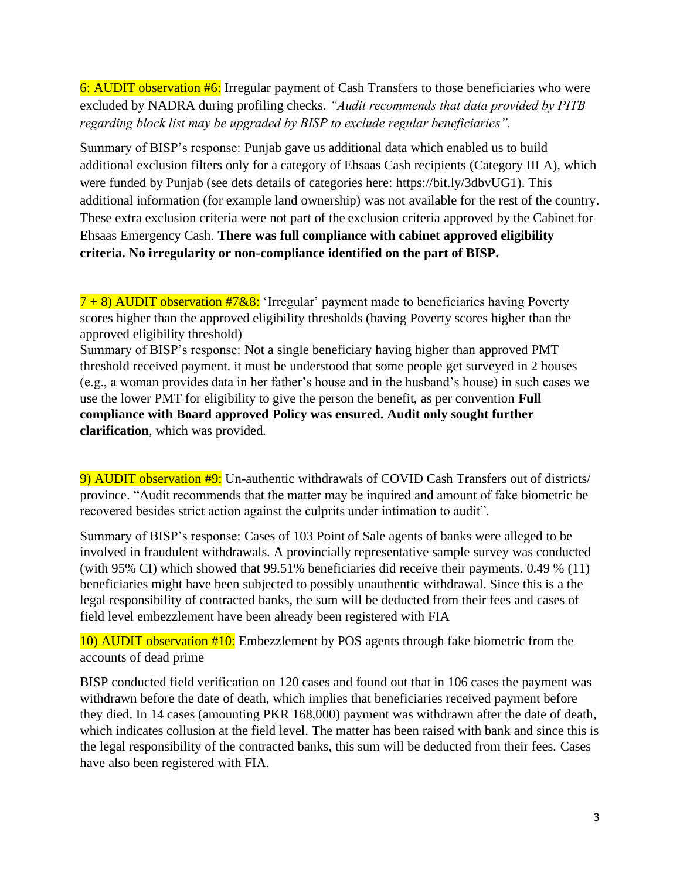6: AUDIT observation #6: Irregular payment of Cash Transfers to those beneficiaries who were excluded by NADRA during profiling checks. *"Audit recommends that data provided by PITB regarding block list may be upgraded by BISP to exclude regular beneficiaries".*

Summary of BISP's response: Punjab gave us additional data which enabled us to build additional exclusion filters only for a category of Ehsaas Cash recipients (Category III A), which were funded by Punjab (see dets details of categories here: https://bit.ly/3dbvUG1). This additional information (for example land ownership) was not available for the rest of the country. These extra exclusion criteria were not part of the exclusion criteria approved by the Cabinet for Ehsaas Emergency Cash. **There was full compliance with cabinet approved eligibility criteria. No irregularity or non-compliance identified on the part of BISP.**

7 + 8) AUDIT observation #7&8: 'Irregular' payment made to beneficiaries having Poverty scores higher than the approved eligibility thresholds (having Poverty scores higher than the approved eligibility threshold)

Summary of BISP's response: Not a single beneficiary having higher than approved PMT threshold received payment. it must be understood that some people get surveyed in 2 houses (e.g., a woman provides data in her father's house and in the husband's house) in such cases we use the lower PMT for eligibility to give the person the benefit, as per convention **Full compliance with Board approved Policy was ensured. Audit only sought further clarification**, which was provided.

9) AUDIT observation #9: Un-authentic withdrawals of COVID Cash Transfers out of districts/ province. "Audit recommends that the matter may be inquired and amount of fake biometric be recovered besides strict action against the culprits under intimation to audit".

Summary of BISP's response: Cases of 103 Point of Sale agents of banks were alleged to be involved in fraudulent withdrawals. A provincially representative sample survey was conducted (with 95% CI) which showed that 99.51% beneficiaries did receive their payments. 0.49 % (11) beneficiaries might have been subjected to possibly unauthentic withdrawal. Since this is a the legal responsibility of contracted banks, the sum will be deducted from their fees and cases of field level embezzlement have been already been registered with FIA

10) AUDIT observation #10: Embezzlement by POS agents through fake biometric from the accounts of dead prime

BISP conducted field verification on 120 cases and found out that in 106 cases the payment was withdrawn before the date of death, which implies that beneficiaries received payment before they died. In 14 cases (amounting PKR 168,000) payment was withdrawn after the date of death, which indicates collusion at the field level. The matter has been raised with bank and since this is the legal responsibility of the contracted banks, this sum will be deducted from their fees. Cases have also been registered with FIA.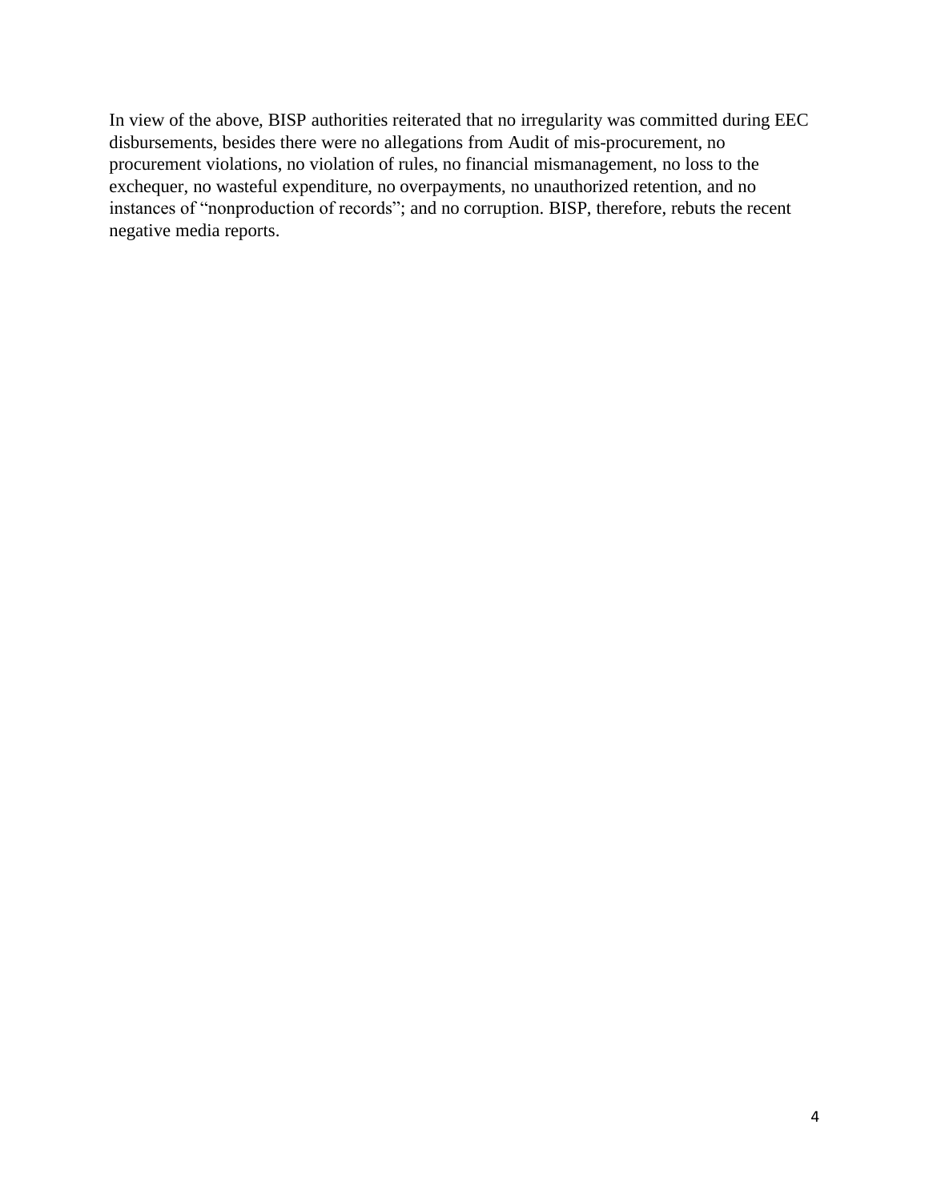In view of the above, BISP authorities reiterated that no irregularity was committed during EEC disbursements, besides there were no allegations from Audit of mis-procurement, no procurement violations, no violation of rules, no financial mismanagement, no loss to the exchequer, no wasteful expenditure, no overpayments, no unauthorized retention, and no instances of "nonproduction of records"; and no corruption. BISP, therefore, rebuts the recent negative media reports.